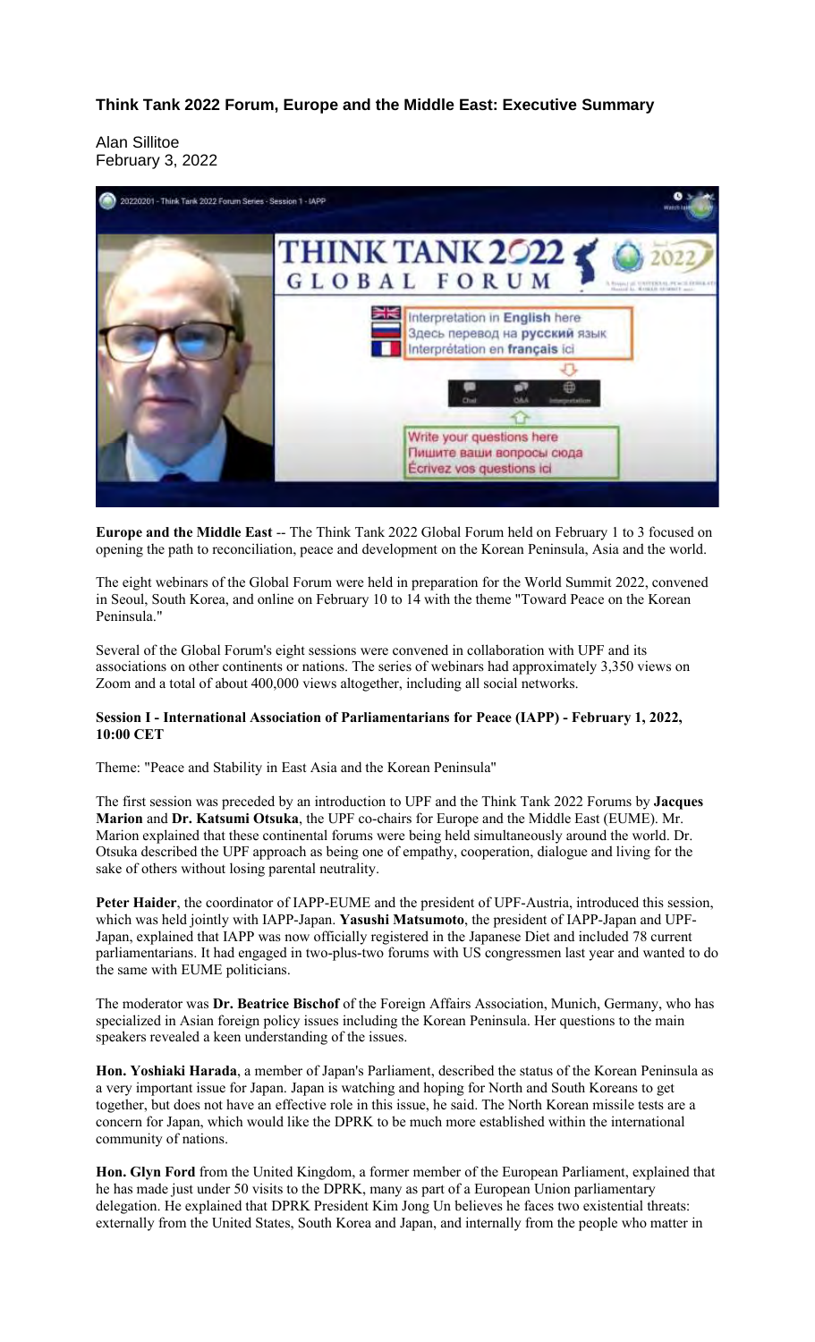# Think Tank 2022 Forum, Europe and the Middle East: Executive Summary

Alan Sillitoe
February 3, 2022

**Europe and the Middle East** -- The Think Tank 2022 Global Forum held on February 1 to 3 focused on opening the path to reconciliation, peace and development on the Korean Peninsula, Asia and the world.

The eight webinars of the Global Forum were held in preparation for the World Summit 2022, convened in Seoul, South Korea, and online on February 10 to 14 with the theme "Toward Peace on the Korean Peninsula."

Several of the Global Forum's eight sessions were convened in collaboration with UPF and its associations on other continents or nations. The series of webinars had approximately 3,350 views on Zoom and a total of about 400,000 views altogether, including all social networks.

**Session I - International Association of Parliamentarians for Peace (IAPP) - February 1, 2022, 10:00 CET**

Theme: "Peace and Stability in East Asia and the Korean Peninsula"

The first session was preceded by an introduction to UPF and the Think Tank 2022 Forums by **Jacques Marion** and **Dr. Katsumi Otsuka**, the UPF co-chairs for Europe and the Middle East (EUME). Mr. Marion explained that these continental forums were being held simultaneously around the world. Dr. Otsuka described the UPF approach as being one of empathy, cooperation, dialogue and living for the sake of others without losing parental neutrality.

**Peter Haider**, the coordinator of IAPP-EUME and the president of UPF-Austria, introduced this session, which was held jointly with IAPP-Japan. **Yasushi Matsumoto**, the president of IAPP-Japan and UPF-Japan, explained that IAPP was now officially registered in the Japanese Diet and included 78 current parliamentarians. It had engaged in two-plus-two forums with US congressmen last year and wanted to do the same with EUME politicians.

The moderator was **Dr. Beatrice Bischof** of the Foreign Affairs Association, Munich, Germany, who has specialized in Asian foreign policy issues including the Korean Peninsula. Her questions to the main speakers revealed a keen understanding of the issues.

**Hon. Yoshiaki Harada**, a member of Japan's Parliament, described the status of the Korean Peninsula as a very important issue for Japan. Japan is watching and hoping for North and South Koreans to get together, but does not have an effective role in this issue, he said. The North Korean missile tests are a concern for Japan, which would like the DPRK to be much more established within the international community of nations.

**Hon. Glyn Ford** from the United Kingdom, a former member of the European Parliament, explained that he has made just under 50 visits to the DPRK, many as part of a European Union parliamentary delegation. He explained that DPRK President Kim Jong Un believes he faces two existential threats: externally from the United States, South Korea and Japan, and internally from the people who matter in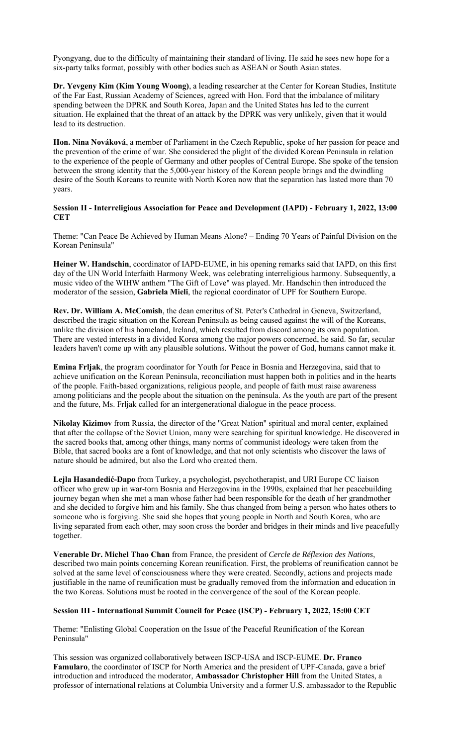Pyongyang, due to the difficulty of maintaining their standard of living. He said he sees new hope for a six-party talks format, possibly with other bodies such as ASEAN or South Asian states.

**Dr. Yevgeny Kim (Kim Young Woong)**, a leading researcher at the Center for Korean Studies, Institute of the Far East, Russian Academy of Sciences, agreed with Hon. Ford that the imbalance of military spending between the DPRK and South Korea, Japan and the United States has led to the current situation. He explained that the threat of an attack by the DPRK was very unlikely, given that it would lead to its destruction.

**Hon. Nina Nováková**, a member of Parliament in the Czech Republic, spoke of her passion for peace and the prevention of the crime of war. She considered the plight of the divided Korean Peninsula in relation to the experience of the people of Germany and other peoples of Central Europe. She spoke of the tension between the strong identity that the 5,000-year history of the Korean people brings and the dwindling desire of the South Koreans to reunite with North Korea now that the separation has lasted more than 70 years.

**Session II - Interreligious Association for Peace and Development (IAPD) - February 1, 2022, 13:00 CET**

Theme: "Can Peace Be Achieved by Human Means Alone? – Ending 70 Years of Painful Division on the Korean Peninsula"

**Heiner W. Handschin**, coordinator of IAPD-EUME, in his opening remarks said that IAPD, on this first day of the UN World Interfaith Harmony Week, was celebrating interreligious harmony. Subsequently, a music video of the WIHW anthem "The Gift of Love" was played. Mr. Handschin then introduced the moderator of the session, **Gabriela Mieli**, the regional coordinator of UPF for Southern Europe.

**Rev. Dr. William A. McComish**, the dean emeritus of St. Peter's Cathedral in Geneva, Switzerland, described the tragic situation on the Korean Peninsula as being caused against the will of the Koreans, unlike the division of his homeland, Ireland, which resulted from discord among its own population. There are vested interests in a divided Korea among the major powers concerned, he said. So far, secular leaders haven't come up with any plausible solutions. Without the power of God, humans cannot make it.

**Emina Frljak**, the program coordinator for Youth for Peace in Bosnia and Herzegovina, said that to achieve unification on the Korean Peninsula, reconciliation must happen both in politics and in the hearts of the people. Faith-based organizations, religious people, and people of faith must raise awareness among politicians and the people about the situation on the peninsula. As the youth are part of the present and the future, Ms. Frljak called for an intergenerational dialogue in the peace process.

**Nikolay Kizimov** from Russia, the director of the "Great Nation" spiritual and moral center, explained that after the collapse of the Soviet Union, many were searching for spiritual knowledge. He discovered in the sacred books that, among other things, many norms of communist ideology were taken from the Bible, that sacred books are a font of knowledge, and that not only scientists who discover the laws of nature should be admired, but also the Lord who created them.

**Lejla Hasandedić-Dapo** from Turkey, a psychologist, psychotherapist, and URI Europe CC liaison officer who grew up in war-torn Bosnia and Herzegovina in the 1990s, explained that her peacebuilding journey began when she met a man whose father had been responsible for the death of her grandmother and she decided to forgive him and his family. She thus changed from being a person who hates others to someone who is forgiving. She said she hopes that young people in North and South Korea, who are living separated from each other, may soon cross the border and bridges in their minds and live peacefully together.

**Venerable Dr. Michel Thao Chan** from France, the president of *Cercle de Réflexion des Nations*, described two main points concerning Korean reunification. First, the problems of reunification cannot be solved at the same level of consciousness where they were created. Secondly, actions and projects made justifiable in the name of reunification must be gradually removed from the information and education in the two Koreas. Solutions must be rooted in the convergence of the soul of the Korean people.

**Session III - International Summit Council for Peace (ISCP) - February 1, 2022, 15:00 CET**

Theme: "Enlisting Global Cooperation on the Issue of the Peaceful Reunification of the Korean Peninsula"

This session was organized collaboratively between ISCP-USA and ISCP-EUME. **Dr. Franco Famularo**, the coordinator of ISCP for North America and the president of UPF-Canada, gave a brief introduction and introduced the moderator, **Ambassador Christopher Hill** from the United States, a professor of international relations at Columbia University and a former U.S. ambassador to the Republic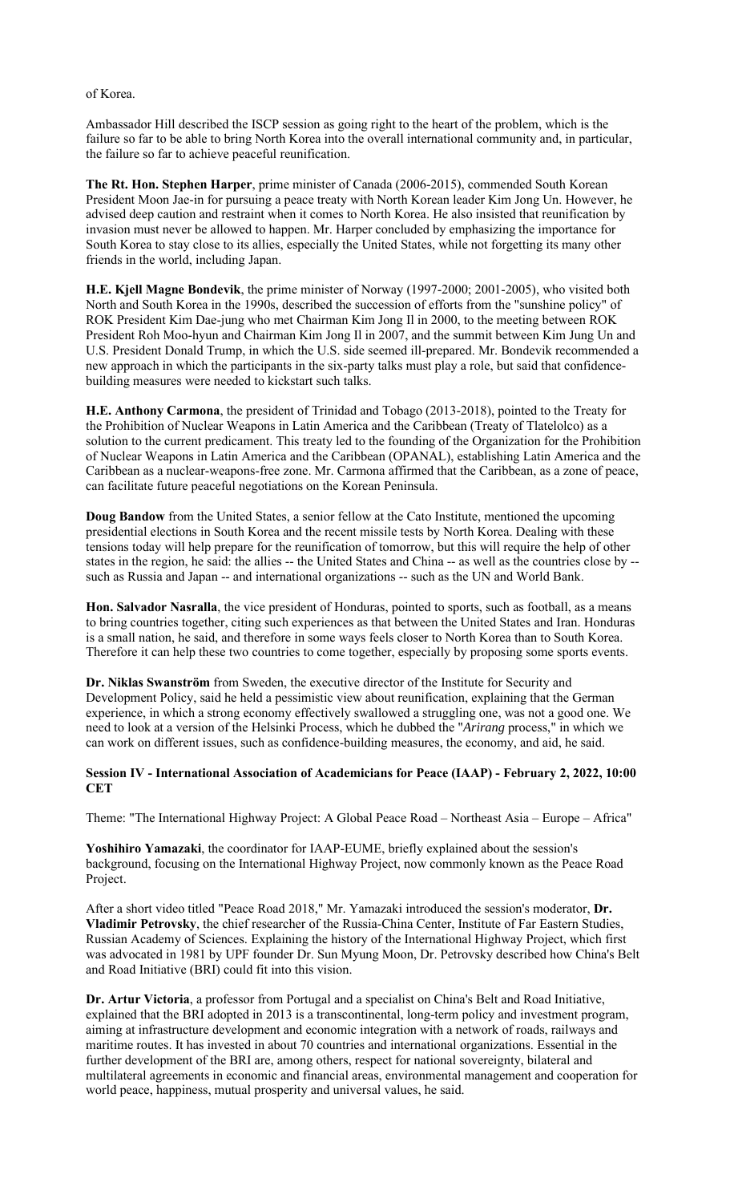of Korea.

Ambassador Hill described the ISCP session as going right to the heart of the problem, which is the failure so far to be able to bring North Korea into the overall international community and, in particular, the failure so far to achieve peaceful reunification.

**The Rt. Hon. Stephen Harper**, prime minister of Canada (2006-2015), commended South Korean President Moon Jae-in for pursuing a peace treaty with North Korean leader Kim Jong Un. However, he advised deep caution and restraint when it comes to North Korea. He also insisted that reunification by invasion must never be allowed to happen. Mr. Harper concluded by emphasizing the importance for South Korea to stay close to its allies, especially the United States, while not forgetting its many other friends in the world, including Japan.

**H.E. Kjell Magne Bondevik**, the prime minister of Norway (1997-2000; 2001-2005), who visited both North and South Korea in the 1990s, described the succession of efforts from the "sunshine policy" of ROK President Kim Dae-jung who met Chairman Kim Jong Il in 2000, to the meeting between ROK President Roh Moo-hyun and Chairman Kim Jong Il in 2007, and the summit between Kim Jung Un and U.S. President Donald Trump, in which the U.S. side seemed ill-prepared. Mr. Bondevik recommended a new approach in which the participants in the six-party talks must play a role, but said that confidence-building measures were needed to kickstart such talks.

**H.E. Anthony Carmona**, the president of Trinidad and Tobago (2013-2018), pointed to the Treaty for the Prohibition of Nuclear Weapons in Latin America and the Caribbean (Treaty of Tlatelolco) as a solution to the current predicament. This treaty led to the founding of the Organization for the Prohibition of Nuclear Weapons in Latin America and the Caribbean (OPANAL), establishing Latin America and the Caribbean as a nuclear-weapons-free zone. Mr. Carmona affirmed that the Caribbean, as a zone of peace, can facilitate future peaceful negotiations on the Korean Peninsula.

**Doug Bandow** from the United States, a senior fellow at the Cato Institute, mentioned the upcoming presidential elections in South Korea and the recent missile tests by North Korea. Dealing with these tensions today will help prepare for the reunification of tomorrow, but this will require the help of other states in the region, he said: the allies -- the United States and China -- as well as the countries close by -- such as Russia and Japan -- and international organizations -- such as the UN and World Bank.

**Hon. Salvador Nasralla**, the vice president of Honduras, pointed to sports, such as football, as a means to bring countries together, citing such experiences as that between the United States and Iran. Honduras is a small nation, he said, and therefore in some ways feels closer to North Korea than to South Korea. Therefore it can help these two countries to come together, especially by proposing some sports events.

**Dr. Niklas Swanström** from Sweden, the executive director of the Institute for Security and Development Policy, said he held a pessimistic view about reunification, explaining that the German experience, in which a strong economy effectively swallowed a struggling one, was not a good one. We need to look at a version of the Helsinki Process, which he dubbed the "*Arirang* process," in which we can work on different issues, such as confidence-building measures, the economy, and aid, he said.

**Session IV - International Association of Academicians for Peace (IAAP) - February 2, 2022, 10:00 CET**

Theme: "The International Highway Project: A Global Peace Road – Northeast Asia – Europe – Africa"

**Yoshihiro Yamazaki**, the coordinator for IAAP-EUME, briefly explained about the session's background, focusing on the International Highway Project, now commonly known as the Peace Road Project.

After a short video titled "Peace Road 2018," Mr. Yamazaki introduced the session's moderator, **Dr. Vladimir Petrovsky**, the chief researcher of the Russia-China Center, Institute of Far Eastern Studies, Russian Academy of Sciences. Explaining the history of the International Highway Project, which first was advocated in 1981 by UPF founder Dr. Sun Myung Moon, Dr. Petrovsky described how China's Belt and Road Initiative (BRI) could fit into this vision.

**Dr. Artur Victoria**, a professor from Portugal and a specialist on China's Belt and Road Initiative, explained that the BRI adopted in 2013 is a transcontinental, long-term policy and investment program, aiming at infrastructure development and economic integration with a network of roads, railways and maritime routes. It has invested in about 70 countries and international organizations. Essential in the further development of the BRI are, among others, respect for national sovereignty, bilateral and multilateral agreements in economic and financial areas, environmental management and cooperation for world peace, happiness, mutual prosperity and universal values, he said.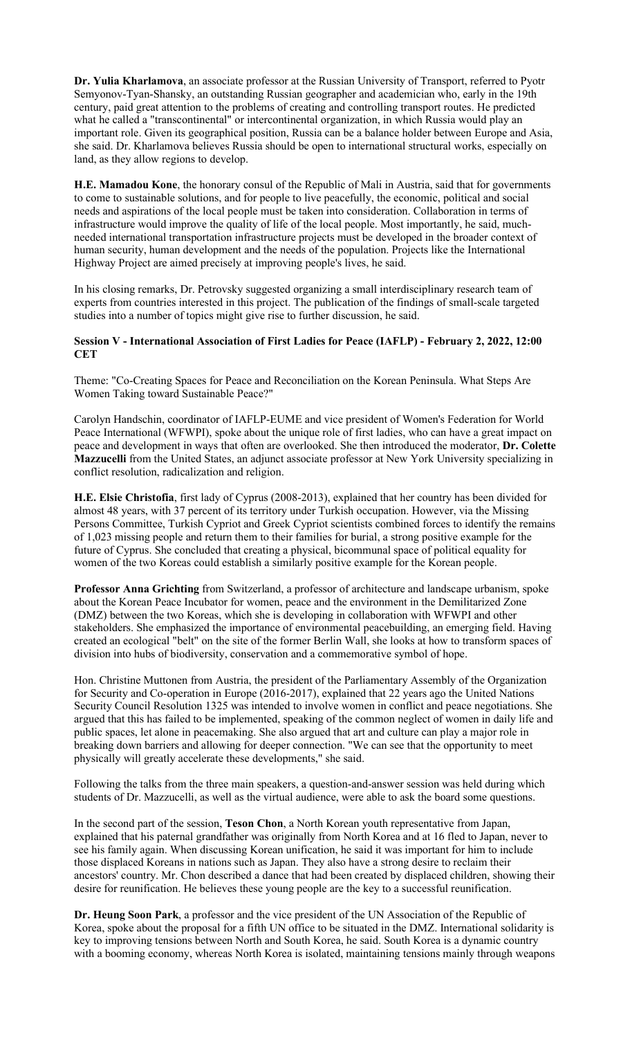**Dr. Yulia Kharlamova**, an associate professor at the Russian University of Transport, referred to Pyotr Semyonov-Tyan-Shansky, an outstanding Russian geographer and academician who, early in the 19th century, paid great attention to the problems of creating and controlling transport routes. He predicted what he called a "transcontinental" or intercontinental organization, in which Russia would play an important role. Given its geographical position, Russia can be a balance holder between Europe and Asia, she said. Dr. Kharlamova believes Russia should be open to international structural works, especially on land, as they allow regions to develop.

**H.E. Mamadou Kone**, the honorary consul of the Republic of Mali in Austria, said that for governments to come to sustainable solutions, and for people to live peacefully, the economic, political and social needs and aspirations of the local people must be taken into consideration. Collaboration in terms of infrastructure would improve the quality of life of the local people. Most importantly, he said, much-needed international transportation infrastructure projects must be developed in the broader context of human security, human development and the needs of the population. Projects like the International Highway Project are aimed precisely at improving people's lives, he said.

In his closing remarks, Dr. Petrovsky suggested organizing a small interdisciplinary research team of experts from countries interested in this project. The publication of the findings of small-scale targeted studies into a number of topics might give rise to further discussion, he said.

**Session V - International Association of First Ladies for Peace (IAFLP) - February 2, 2022, 12:00 CET**

Theme: "Co-Creating Spaces for Peace and Reconciliation on the Korean Peninsula. What Steps Are Women Taking toward Sustainable Peace?"

Carolyn Handschin, coordinator of IAFLP-EUME and vice president of Women's Federation for World Peace International (WFWPI), spoke about the unique role of first ladies, who can have a great impact on peace and development in ways that often are overlooked. She then introduced the moderator, **Dr. Colette Mazzucelli** from the United States, an adjunct associate professor at New York University specializing in conflict resolution, radicalization and religion.

**H.E. Elsie Christofia**, first lady of Cyprus (2008-2013), explained that her country has been divided for almost 48 years, with 37 percent of its territory under Turkish occupation. However, via the Missing Persons Committee, Turkish Cypriot and Greek Cypriot scientists combined forces to identify the remains of 1,023 missing people and return them to their families for burial, a strong positive example for the future of Cyprus. She concluded that creating a physical, bicommunal space of political equality for women of the two Koreas could establish a similarly positive example for the Korean people.

**Professor Anna Grichting** from Switzerland, a professor of architecture and landscape urbanism, spoke about the Korean Peace Incubator for women, peace and the environment in the Demilitarized Zone (DMZ) between the two Koreas, which she is developing in collaboration with WFWPI and other stakeholders. She emphasized the importance of environmental peacebuilding, an emerging field. Having created an ecological "belt" on the site of the former Berlin Wall, she looks at how to transform spaces of division into hubs of biodiversity, conservation and a commemorative symbol of hope.

Hon. Christine Muttonen from Austria, the president of the Parliamentary Assembly of the Organization for Security and Co-operation in Europe (2016-2017), explained that 22 years ago the United Nations Security Council Resolution 1325 was intended to involve women in conflict and peace negotiations. She argued that this has failed to be implemented, speaking of the common neglect of women in daily life and public spaces, let alone in peacemaking. She also argued that art and culture can play a major role in breaking down barriers and allowing for deeper connection. "We can see that the opportunity to meet physically will greatly accelerate these developments," she said.

Following the talks from the three main speakers, a question-and-answer session was held during which students of Dr. Mazzucelli, as well as the virtual audience, were able to ask the board some questions.

In the second part of the session, **Teson Chon**, a North Korean youth representative from Japan, explained that his paternal grandfather was originally from North Korea and at 16 fled to Japan, never to see his family again. When discussing Korean unification, he said it was important for him to include those displaced Koreans in nations such as Japan. They also have a strong desire to reclaim their ancestors' country. Mr. Chon described a dance that had been created by displaced children, showing their desire for reunification. He believes these young people are the key to a successful reunification.

**Dr. Heung Soon Park**, a professor and the vice president of the UN Association of the Republic of Korea, spoke about the proposal for a fifth UN office to be situated in the DMZ. International solidarity is key to improving tensions between North and South Korea, he said. South Korea is a dynamic country with a booming economy, whereas North Korea is isolated, maintaining tensions mainly through weapons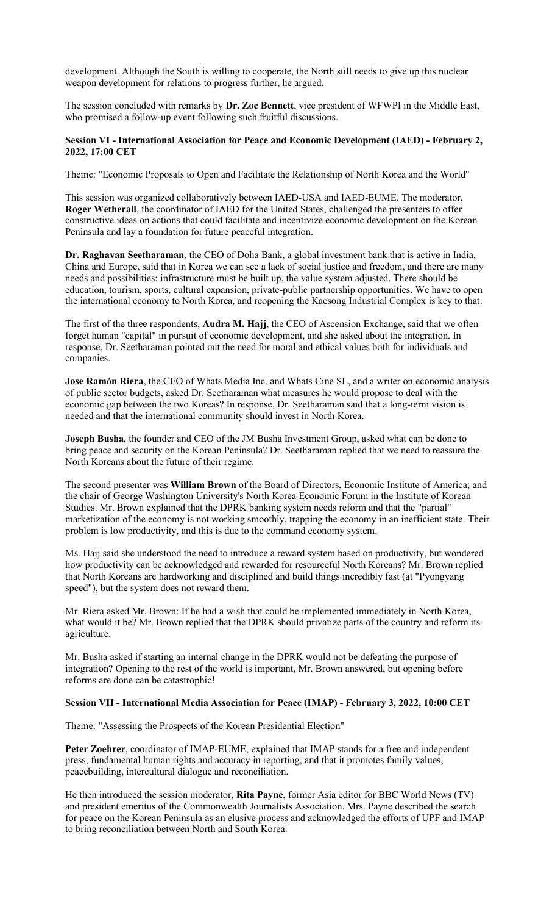development. Although the South is willing to cooperate, the North still needs to give up this nuclear weapon development for relations to progress further, he argued.

The session concluded with remarks by **Dr. Zoe Bennett**, vice president of WFWPI in the Middle East, who promised a follow-up event following such fruitful discussions.

**Session VI - International Association for Peace and Economic Development (IAED) - February 2, 2022, 17:00 CET**

Theme: "Economic Proposals to Open and Facilitate the Relationship of North Korea and the World"

This session was organized collaboratively between IAED-USA and IAED-EUME. The moderator, **Roger Wetherall**, the coordinator of IAED for the United States, challenged the presenters to offer constructive ideas on actions that could facilitate and incentivize economic development on the Korean Peninsula and lay a foundation for future peaceful integration.

**Dr. Raghavan Seetharaman**, the CEO of Doha Bank, a global investment bank that is active in India, China and Europe, said that in Korea we can see a lack of social justice and freedom, and there are many needs and possibilities: infrastructure must be built up, the value system adjusted. There should be education, tourism, sports, cultural expansion, private-public partnership opportunities. We have to open the international economy to North Korea, and reopening the Kaesong Industrial Complex is key to that.

The first of the three respondents, **Audra M. Hajj**, the CEO of Ascension Exchange, said that we often forget human "capital" in pursuit of economic development, and she asked about the integration. In response, Dr. Seetharaman pointed out the need for moral and ethical values both for individuals and companies.

**Jose Ramón Riera**, the CEO of Whats Media Inc. and Whats Cine SL, and a writer on economic analysis of public sector budgets, asked Dr. Seetharaman what measures he would propose to deal with the economic gap between the two Koreas? In response, Dr. Seetharaman said that a long-term vision is needed and that the international community should invest in North Korea.

**Joseph Busha**, the founder and CEO of the JM Busha Investment Group, asked what can be done to bring peace and security on the Korean Peninsula? Dr. Seetharaman replied that we need to reassure the North Koreans about the future of their regime.

The second presenter was **William Brown** of the Board of Directors, Economic Institute of America; and the chair of George Washington University's North Korea Economic Forum in the Institute of Korean Studies. Mr. Brown explained that the DPRK banking system needs reform and that the "partial" marketization of the economy is not working smoothly, trapping the economy in an inefficient state. Their problem is low productivity, and this is due to the command economy system.

Ms. Hajj said she understood the need to introduce a reward system based on productivity, but wondered how productivity can be acknowledged and rewarded for resourceful North Koreans? Mr. Brown replied that North Koreans are hardworking and disciplined and build things incredibly fast (at "Pyongyang speed"), but the system does not reward them.

Mr. Riera asked Mr. Brown: If he had a wish that could be implemented immediately in North Korea, what would it be? Mr. Brown replied that the DPRK should privatize parts of the country and reform its agriculture.

Mr. Busha asked if starting an internal change in the DPRK would not be defeating the purpose of integration? Opening to the rest of the world is important, Mr. Brown answered, but opening before reforms are done can be catastrophic!

**Session VII - International Media Association for Peace (IMAP) - February 3, 2022, 10:00 CET**

Theme: "Assessing the Prospects of the Korean Presidential Election"

**Peter Zoehrer**, coordinator of IMAP-EUME, explained that IMAP stands for a free and independent press, fundamental human rights and accuracy in reporting, and that it promotes family values, peacebuilding, intercultural dialogue and reconciliation.

He then introduced the session moderator, **Rita Payne**, former Asia editor for BBC World News (TV) and president emeritus of the Commonwealth Journalists Association. Mrs. Payne described the search for peace on the Korean Peninsula as an elusive process and acknowledged the efforts of UPF and IMAP to bring reconciliation between North and South Korea.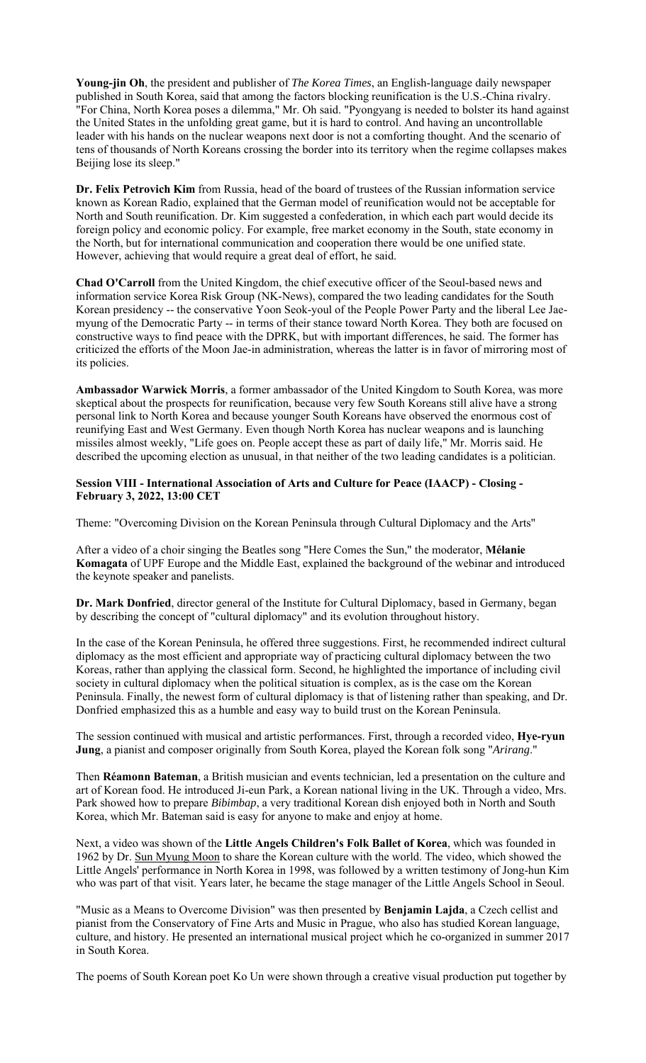**Young-jin Oh**, the president and publisher of *The Korea Times*, an English-language daily newspaper published in South Korea, said that among the factors blocking reunification is the U.S.-China rivalry. "For China, North Korea poses a dilemma," Mr. Oh said. "Pyongyang is needed to bolster its hand against the United States in the unfolding great game, but it is hard to control. And having an uncontrollable leader with his hands on the nuclear weapons next door is not a comforting thought. And the scenario of tens of thousands of North Koreans crossing the border into its territory when the regime collapses makes Beijing lose its sleep."

**Dr. Felix Petrovich Kim** from Russia, head of the board of trustees of the Russian information service known as Korean Radio, explained that the German model of reunification would not be acceptable for North and South reunification. Dr. Kim suggested a confederation, in which each part would decide its foreign policy and economic policy. For example, free market economy in the South, state economy in the North, but for international communication and cooperation there would be one unified state. However, achieving that would require a great deal of effort, he said.

**Chad O'Carroll** from the United Kingdom, the chief executive officer of the Seoul-based news and information service Korea Risk Group (NK-News), compared the two leading candidates for the South Korean presidency -- the conservative Yoon Seok-youl of the People Power Party and the liberal Lee Jae-myung of the Democratic Party -- in terms of their stance toward North Korea. They both are focused on constructive ways to find peace with the DPRK, but with important differences, he said. The former has criticized the efforts of the Moon Jae-in administration, whereas the latter is in favor of mirroring most of its policies.

**Ambassador Warwick Morris**, a former ambassador of the United Kingdom to South Korea, was more skeptical about the prospects for reunification, because very few South Koreans still alive have a strong personal link to North Korea and because younger South Koreans have observed the enormous cost of reunifying East and West Germany. Even though North Korea has nuclear weapons and is launching missiles almost weekly, "Life goes on. People accept these as part of daily life," Mr. Morris said. He described the upcoming election as unusual, in that neither of the two leading candidates is a politician.

**Session VIII - International Association of Arts and Culture for Peace (IAACP) - Closing - February 3, 2022, 13:00 CET**

Theme: "Overcoming Division on the Korean Peninsula through Cultural Diplomacy and the Arts"

After a video of a choir singing the Beatles song "Here Comes the Sun," the moderator, **Mélanie Komagata** of UPF Europe and the Middle East, explained the background of the webinar and introduced the keynote speaker and panelists.

**Dr. Mark Donfried**, director general of the Institute for Cultural Diplomacy, based in Germany, began by describing the concept of "cultural diplomacy" and its evolution throughout history.

In the case of the Korean Peninsula, he offered three suggestions. First, he recommended indirect cultural diplomacy as the most efficient and appropriate way of practicing cultural diplomacy between the two Koreas, rather than applying the classical form. Second, he highlighted the importance of including civil society in cultural diplomacy when the political situation is complex, as is the case om the Korean Peninsula. Finally, the newest form of cultural diplomacy is that of listening rather than speaking, and Dr. Donfried emphasized this as a humble and easy way to build trust on the Korean Peninsula.

The session continued with musical and artistic performances. First, through a recorded video, **Hye-ryun Jung**, a pianist and composer originally from South Korea, played the Korean folk song "*Arirang*."

Then **Réamonn Bateman**, a British musician and events technician, led a presentation on the culture and art of Korean food. He introduced Ji-eun Park, a Korean national living in the UK. Through a video, Mrs. Park showed how to prepare *Bibimbap*, a very traditional Korean dish enjoyed both in North and South Korea, which Mr. Bateman said is easy for anyone to make and enjoy at home.

Next, a video was shown of the **Little Angels Children's Folk Ballet of Korea**, which was founded in 1962 by Dr. Sun Myung Moon to share the Korean culture with the world. The video, which showed the Little Angels' performance in North Korea in 1998, was followed by a written testimony of Jong-hun Kim who was part of that visit. Years later, he became the stage manager of the Little Angels School in Seoul.

"Music as a Means to Overcome Division" was then presented by **Benjamin Lajda**, a Czech cellist and pianist from the Conservatory of Fine Arts and Music in Prague, who also has studied Korean language, culture, and history. He presented an international musical project which he co-organized in summer 2017 in South Korea.

The poems of South Korean poet Ko Un were shown through a creative visual production put together by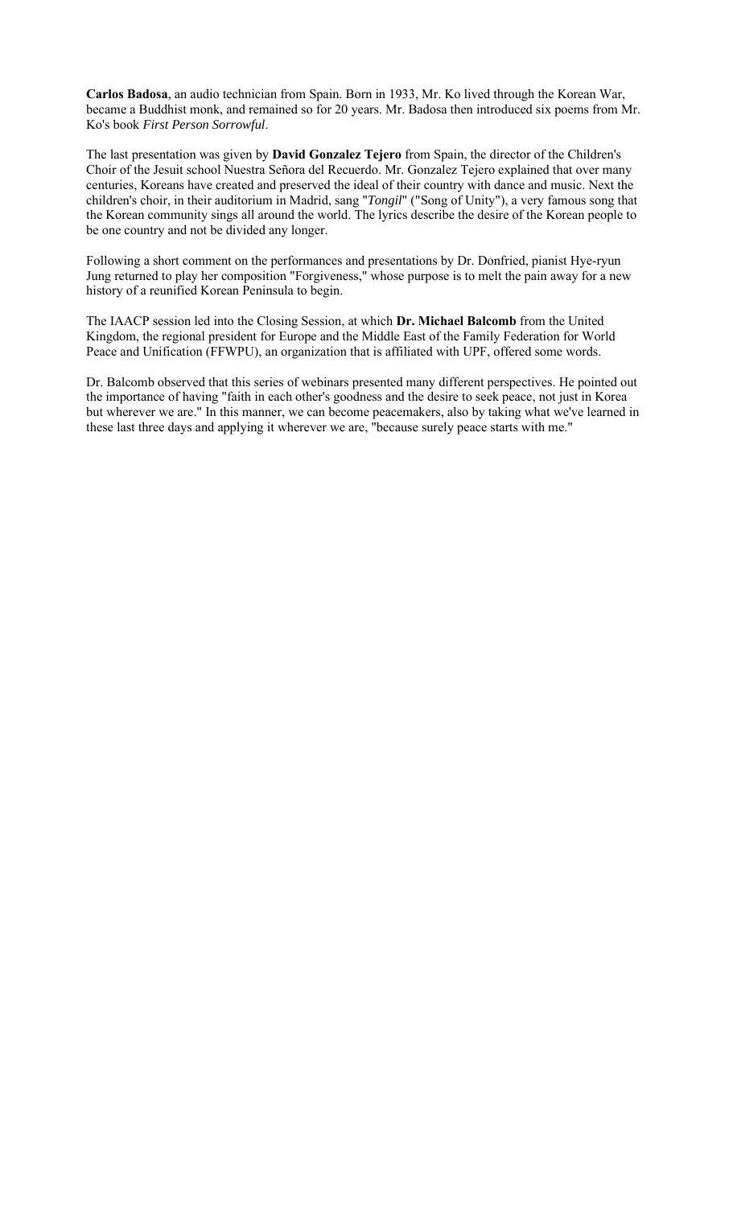**Carlos Badosa**, an audio technician from Spain. Born in 1933, Mr. Ko lived through the Korean War, became a Buddhist monk, and remained so for 20 years. Mr. Badosa then introduced six poems from Mr. Ko's book *First Person Sorrowful*.

The last presentation was given by **David Gonzalez Tejero** from Spain, the director of the Children's Choir of the Jesuit school Nuestra Señora del Recuerdo. Mr. Gonzalez Tejero explained that over many centuries, Koreans have created and preserved the ideal of their country with dance and music. Next the children's choir, in their auditorium in Madrid, sang "*Tongil*" ("Song of Unity"), a very famous song that the Korean community sings all around the world. The lyrics describe the desire of the Korean people to be one country and not be divided any longer.

Following a short comment on the performances and presentations by Dr. Donfried, pianist Hye-ryun Jung returned to play her composition "Forgiveness," whose purpose is to melt the pain away for a new history of a reunified Korean Peninsula to begin.

The IAACP session led into the Closing Session, at which **Dr. Michael Balcomb** from the United Kingdom, the regional president for Europe and the Middle East of the Family Federation for World Peace and Unification (FFWPU), an organization that is affiliated with UPF, offered some words.

Dr. Balcomb observed that this series of webinars presented many different perspectives. He pointed out the importance of having "faith in each other's goodness and the desire to seek peace, not just in Korea but wherever we are." In this manner, we can become peacemakers, also by taking what we've learned in these last three days and applying it wherever we are, "because surely peace starts with me."